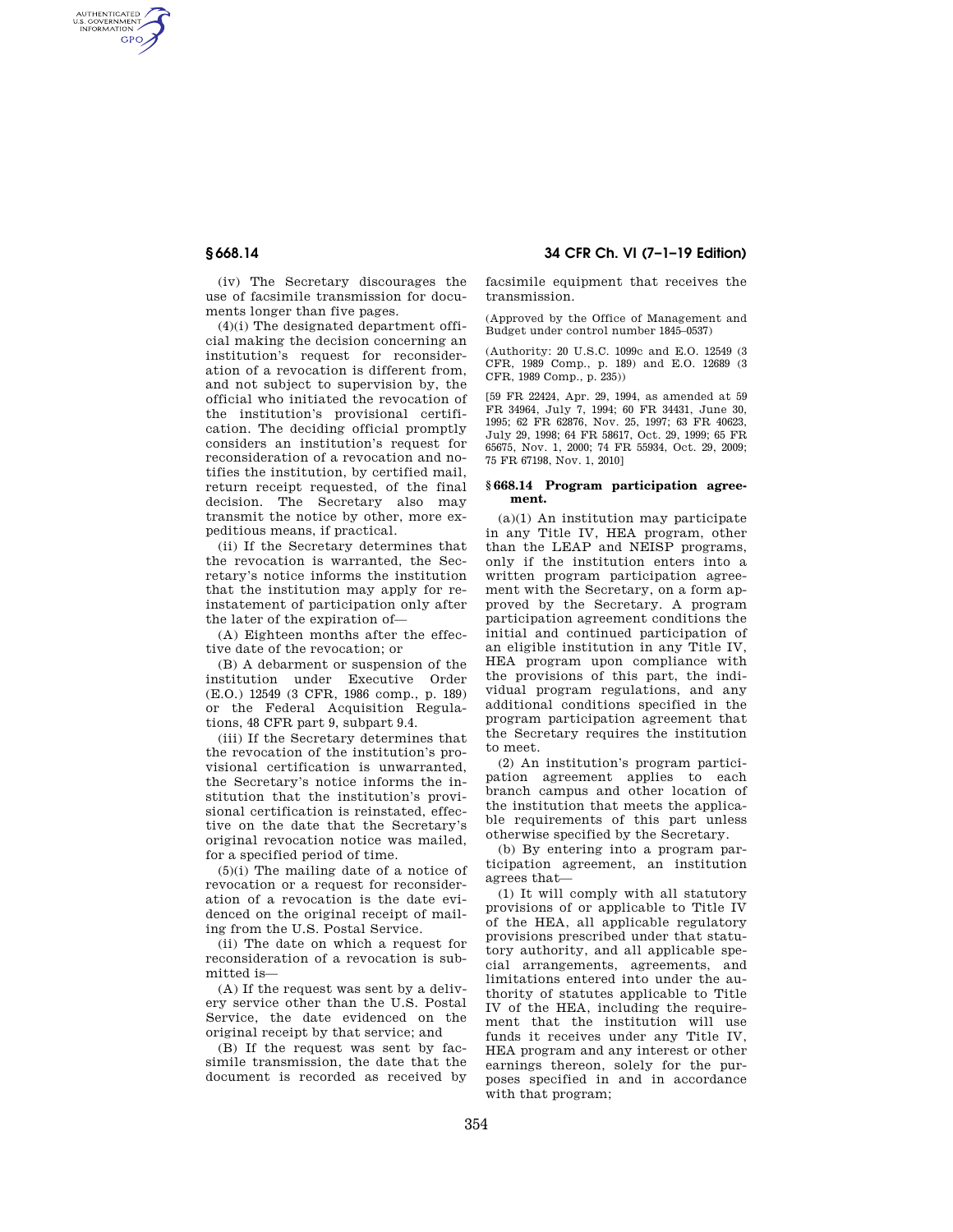(iv) The Secretary discourages the use of facsimile transmission for documents longer than five pages.

(4)(i) The designated department official making the decision concerning an institution's request for reconsideration of a revocation is different from, and not subject to supervision by, the official who initiated the revocation of the institution's provisional certification. The deciding official promptly considers an institution's request for reconsideration of a revocation and notifies the institution, by certified mail, return receipt requested, of the final decision. The Secretary also may transmit the notice by other, more expeditious means, if practical.

(ii) If the Secretary determines that the revocation is warranted, the Secretary's notice informs the institution that the institution may apply for reinstatement of participation only after the later of the expiration of—

(A) Eighteen months after the effective date of the revocation; or

(B) A debarment or suspension of the institution under Executive Order (E.O.) 12549 (3 CFR, 1986 comp., p. 189) or the Federal Acquisition Regulations, 48 CFR part 9, subpart 9.4.

(iii) If the Secretary determines that the revocation of the institution's provisional certification is unwarranted, the Secretary's notice informs the institution that the institution's provisional certification is reinstated, effective on the date that the Secretary's original revocation notice was mailed, for a specified period of time.

(5)(i) The mailing date of a notice of revocation or a request for reconsideration of a revocation is the date evidenced on the original receipt of mailing from the U.S. Postal Service.

(ii) The date on which a request for reconsideration of a revocation is submitted is—

(A) If the request was sent by a delivery service other than the U.S. Postal Service, the date evidenced on the original receipt by that service; and

(B) If the request was sent by facsimile transmission, the date that the document is recorded as received by facsimile equipment that receives the transmission.

(Approved by the Office of Management and Budget under control number 1845–0537)

(Authority: 20 U.S.C. 1099c and E.O. 12549 (3 CFR, 1989 Comp., p. 189) and E.O. 12689 (3 CFR, 1989 Comp., p. 235))

[59 FR 22424, Apr. 29, 1994, as amended at 59 FR 34964, July 7, 1994; 60 FR 34431, June 30, 1995; 62 FR 62876, Nov. 25, 1997; 63 FR 40623, July 29, 1998; 64 FR 58617, Oct. 29, 1999; 65 FR 65675, Nov. 1, 2000; 74 FR 55934, Oct. 29, 2009; 75 FR 67198, Nov. 1, 2010]

### § 668.14 Program participation agreement.

(a)(1) An institution may participate in any Title IV, HEA program, other than the LEAP and NEISP programs, only if the institution enters into a written program participation agreement with the Secretary, on a form approved by the Secretary. A program participation agreement conditions the initial and continued participation of an eligible institution in any Title IV, HEA program upon compliance with the provisions of this part, the individual program regulations, and any additional conditions specified in the program participation agreement that the Secretary requires the institution to meet.

(2) An institution's program participation agreement applies to each branch campus and other location of the institution that meets the applicable requirements of this part unless otherwise specified by the Secretary.

(b) By entering into a program participation agreement, an institution agrees that—

(1) It will comply with all statutory provisions of or applicable to Title IV of the HEA, all applicable regulatory provisions prescribed under that statutory authority, and all applicable special arrangements, agreements, and limitations entered into under the authority of statutes applicable to Title IV of the HEA, including the requirement that the institution will use funds it receives under any Title IV, HEA program and any interest or other earnings thereon, solely for the purposes specified in and in accordance with that program;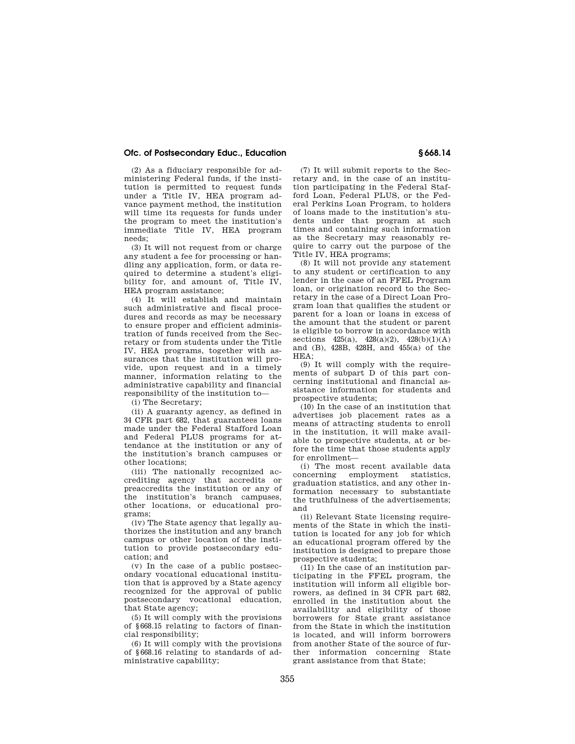(2) As a fiduciary responsible for administering Federal funds, if the institution is permitted to request funds under a Title IV, HEA program advance payment method, the institution will time its requests for funds under the program to meet the institution's immediate Title IV, HEA program needs;

(3) It will not request from or charge any student a fee for processing or handling any application, form, or data required to determine a student's eligibility for, and amount of, Title IV, HEA program assistance;

(4) It will establish and maintain such administrative and fiscal procedures and records as may be necessary to ensure proper and efficient administration of funds received from the Secretary or from students under the Title IV, HEA programs, together with assurances that the institution will provide, upon request and in a timely manner, information relating to the administrative capability and financial responsibility of the institution to—

(i) The Secretary;

(ii) A guaranty agency, as defined in 34 CFR part 682, that guarantees loans made under the Federal Stafford Loan and Federal PLUS programs for attendance at the institution or any of the institution's branch campuses or other locations;

(iii) The nationally recognized accrediting agency that accredits or preaccredits the institution or any of the institution's branch campuses, other locations, or educational programs;

(iv) The State agency that legally authorizes the institution and any branch campus or other location of the institution to provide postsecondary education; and

(v) In the case of a public postsecondary vocational educational institution that is approved by a State agency recognized for the approval of public postsecondary vocational education, that State agency;

(5) It will comply with the provisions of §668.15 relating to factors of financial responsibility;

(6) It will comply with the provisions of §668.16 relating to standards of administrative capability;

(7) It will submit reports to the Secretary and, in the case of an institution participating in the Federal Stafford Loan, Federal PLUS, or the Federal Perkins Loan Program, to holders of loans made to the institution's students under that program at such times and containing such information as the Secretary may reasonably require to carry out the purpose of the Title IV, HEA programs;

(8) It will not provide any statement to any student or certification to any lender in the case of an FFEL Program loan, or origination record to the Secretary in the case of a Direct Loan Program loan that qualifies the student or parent for a loan or loans in excess of the amount that the student or parent is eligible to borrow in accordance with sections 425(a), 428(a)(2), 428(b)(1)(A) and (B), 428B, 428H, and 455(a) of the HEA;

(9) It will comply with the requirements of subpart D of this part concerning institutional and financial assistance information for students and prospective students;

(10) In the case of an institution that advertises job placement rates as a means of attracting students to enroll in the institution, it will make available to prospective students, at or before the time that those students apply for enrollment—

(i) The most recent available data concerning employment statistics, graduation statistics, and any other information necessary to substantiate the truthfulness of the advertisements; and

(ii) Relevant State licensing requirements of the State in which the institution is located for any job for which an educational program offered by the institution is designed to prepare those prospective students;

(11) In the case of an institution participating in the FFEL program, the institution will inform all eligible borrowers, as defined in 34 CFR part 682, enrolled in the institution about the availability and eligibility of those borrowers for State grant assistance from the State in which the institution is located, and will inform borrowers from another State of the source of further information concerning State grant assistance from that State;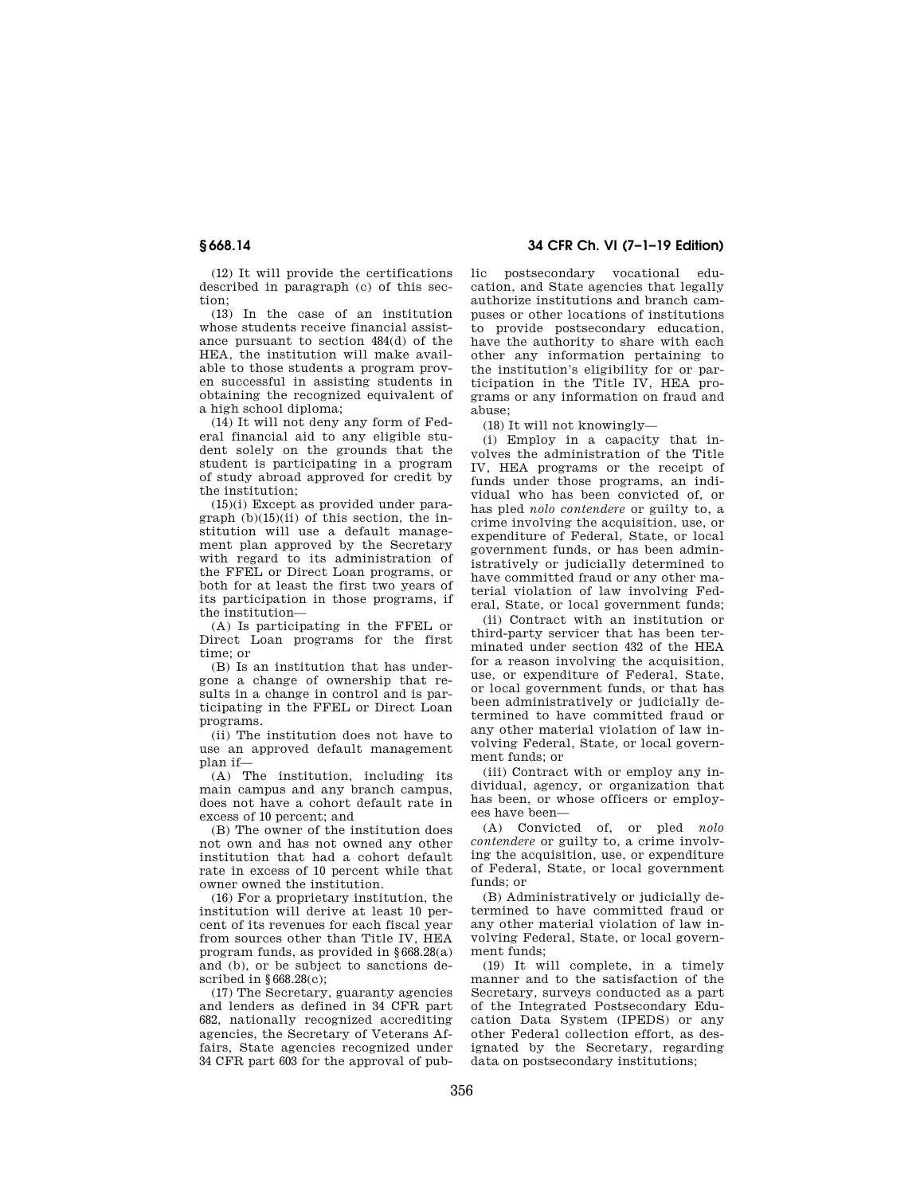(12) It will provide the certifications described in paragraph (c) of this section;

(13) In the case of an institution whose students receive financial assistance pursuant to section 484(d) of the HEA, the institution will make available to those students a program proven successful in assisting students in obtaining the recognized equivalent of a high school diploma;

(14) It will not deny any form of Federal financial aid to any eligible student solely on the grounds that the student is participating in a program of study abroad approved for credit by the institution;

(15)(i) Except as provided under paragraph (b)(15)(ii) of this section, the institution will use a default management plan approved by the Secretary with regard to its administration of the FFEL or Direct Loan programs, or both for at least the first two years of its participation in those programs, if the institution—

(A) Is participating in the FFEL or Direct Loan programs for the first time; or

(B) Is an institution that has undergone a change of ownership that results in a change in control and is participating in the FFEL or Direct Loan programs.

(ii) The institution does not have to use an approved default management plan if—

(A) The institution, including its main campus and any branch campus, does not have a cohort default rate in excess of 10 percent; and

(B) The owner of the institution does not own and has not owned any other institution that had a cohort default rate in excess of 10 percent while that owner owned the institution.

(16) For a proprietary institution, the institution will derive at least 10 percent of its revenues for each fiscal year from sources other than Title IV, HEA program funds, as provided in §668.28(a) and (b), or be subject to sanctions described in §668.28(c);

(17) The Secretary, guaranty agencies and lenders as defined in 34 CFR part 682, nationally recognized accrediting agencies, the Secretary of Veterans Affairs, State agencies recognized under 34 CFR part 603 for the approval of public postsecondary vocational education, and State agencies that legally authorize institutions and branch campuses or other locations of institutions to provide postsecondary education, have the authority to share with each other any information pertaining to the institution's eligibility for or participation in the Title IV, HEA programs or any information on fraud and abuse;

(18) It will not knowingly—

(i) Employ in a capacity that involves the administration of the Title IV, HEA programs or the receipt of funds under those programs, an individual who has been convicted of, or has pled *nolo contendere* or guilty to, a crime involving the acquisition, use, or expenditure of Federal, State, or local government funds, or has been administratively or judicially determined to have committed fraud or any other material violation of law involving Federal, State, or local government funds;

(ii) Contract with an institution or third-party servicer that has been terminated under section 432 of the HEA for a reason involving the acquisition, use, or expenditure of Federal, State, or local government funds, or that has been administratively or judicially determined to have committed fraud or any other material violation of law involving Federal, State, or local government funds; or

(iii) Contract with or employ any individual, agency, or organization that has been, or whose officers or employees have been—

(A) Convicted of, or pled *nolo contendere* or guilty to, a crime involving the acquisition, use, or expenditure of Federal, State, or local government funds; or

(B) Administratively or judicially determined to have committed fraud or any other material violation of law involving Federal, State, or local government funds;

(19) It will complete, in a timely manner and to the satisfaction of the Secretary, surveys conducted as a part of the Integrated Postsecondary Education Data System (IPEDS) or any other Federal collection effort, as designated by the Secretary, regarding data on postsecondary institutions;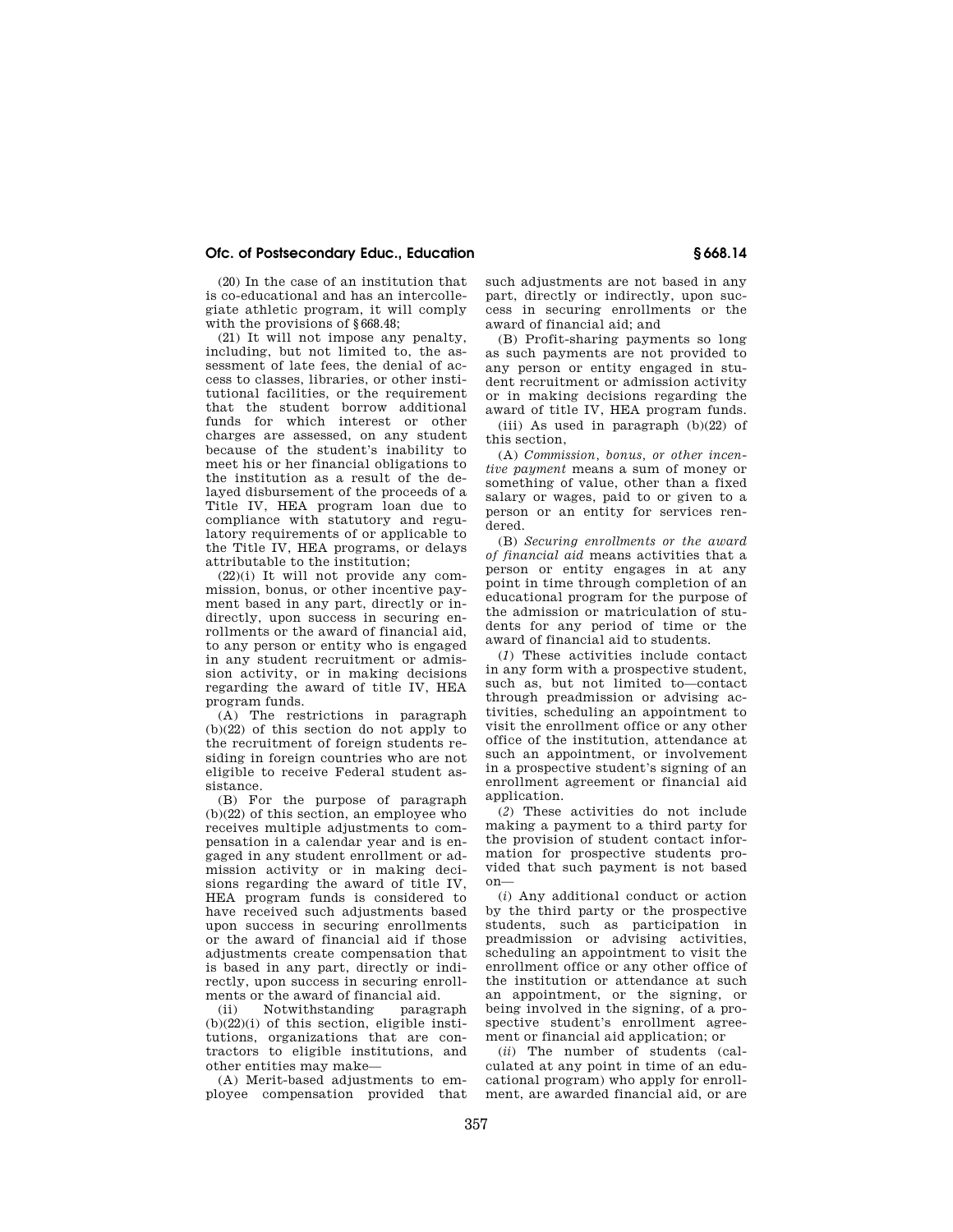(20) In the case of an institution that is co-educational and has an intercollegiate athletic program, it will comply with the provisions of §668.48;

(21) It will not impose any penalty, including, but not limited to, the assessment of late fees, the denial of access to classes, libraries, or other institutional facilities, or the requirement that the student borrow additional funds for which interest or other charges are assessed, on any student because of the student's inability to meet his or her financial obligations to the institution as a result of the delayed disbursement of the proceeds of a Title IV, HEA program loan due to compliance with statutory and regulatory requirements of or applicable to the Title IV, HEA programs, or delays attributable to the institution;

(22)(i) It will not provide any commission, bonus, or other incentive payment based in any part, directly or indirectly, upon success in securing enrollments or the award of financial aid, to any person or entity who is engaged in any student recruitment or admission activity, or in making decisions regarding the award of title IV, HEA program funds.

(A) The restrictions in paragraph (b)(22) of this section do not apply to the recruitment of foreign students residing in foreign countries who are not eligible to receive Federal student assistance.

(B) For the purpose of paragraph (b)(22) of this section, an employee who receives multiple adjustments to compensation in a calendar year and is engaged in any student enrollment or admission activity or in making decisions regarding the award of title IV, HEA program funds is considered to have received such adjustments based upon success in securing enrollments or the award of financial aid if those adjustments create compensation that is based in any part, directly or indirectly, upon success in securing enrollments or the award of financial aid.

(ii) Notwithstanding paragraph (b)(22)(i) of this section, eligible institutions, organizations that are contractors to eligible institutions, and other entities may make—

(A) Merit-based adjustments to employee compensation provided that such adjustments are not based in any part, directly or indirectly, upon success in securing enrollments or the award of financial aid; and

(B) Profit-sharing payments so long as such payments are not provided to any person or entity engaged in student recruitment or admission activity or in making decisions regarding the award of title IV, HEA program funds.

(iii) As used in paragraph (b)(22) of this section,

(A) *Commission, bonus, or other incentive payment* means a sum of money or something of value, other than a fixed salary or wages, paid to or given to a person or an entity for services rendered.

(B) *Securing enrollments or the award of financial aid* means activities that a person or entity engages in at any point in time through completion of an educational program for the purpose of the admission or matriculation of students for any period of time or the award of financial aid to students.

(*1*) These activities include contact in any form with a prospective student, such as, but not limited to—contact through preadmission or advising activities, scheduling an appointment to visit the enrollment office or any other office of the institution, attendance at such an appointment, or involvement in a prospective student's signing of an enrollment agreement or financial aid application.

(*2*) These activities do not include making a payment to a third party for the provision of student contact information for prospective students provided that such payment is not based on—

(*i*) Any additional conduct or action by the third party or the prospective students, such as participation in preadmission or advising activities, scheduling an appointment to visit the enrollment office or any other office of the institution or attendance at such an appointment, or the signing, or being involved in the signing, of a prospective student's enrollment agreement or financial aid application; or

(*ii*) The number of students (calculated at any point in time of an educational program) who apply for enrollment, are awarded financial aid, or are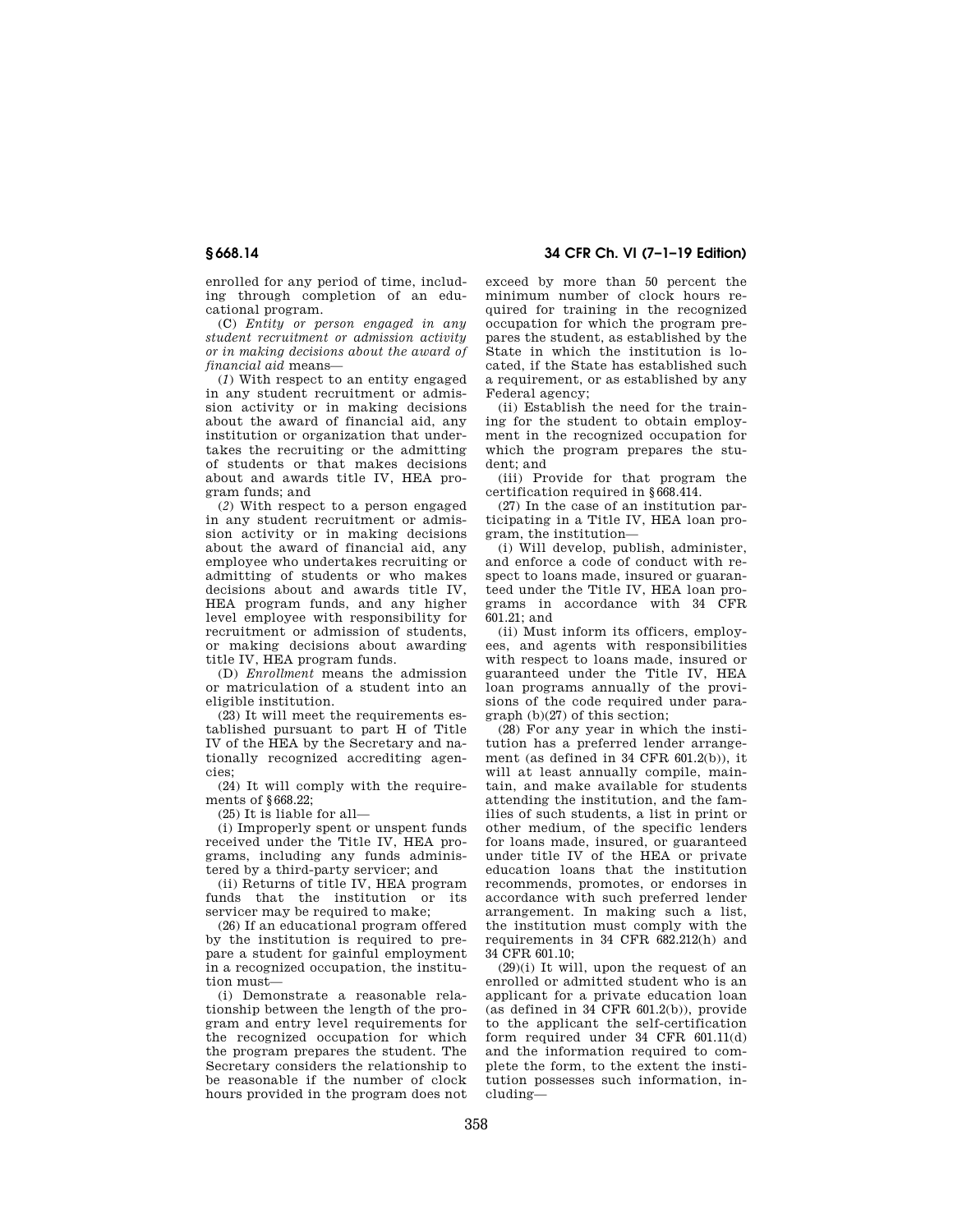enrolled for any period of time, including through completion of an educational program.

(C) *Entity or person engaged in any student recruitment or admission activity or in making decisions about the award of financial aid* means—

(*1*) With respect to an entity engaged in any student recruitment or admission activity or in making decisions about the award of financial aid, any institution or organization that undertakes the recruiting or the admitting of students or that makes decisions about and awards title IV, HEA program funds; and

(*2*) With respect to a person engaged in any student recruitment or admission activity or in making decisions about the award of financial aid, any employee who undertakes recruiting or admitting of students or who makes decisions about and awards title IV, HEA program funds, and any higher level employee with responsibility for recruitment or admission of students, or making decisions about awarding title IV, HEA program funds.

(D) *Enrollment* means the admission or matriculation of a student into an eligible institution.

(23) It will meet the requirements established pursuant to part H of Title IV of the HEA by the Secretary and nationally recognized accrediting agencies;

(24) It will comply with the requirements of §668.22;

(25) It is liable for all—

(i) Improperly spent or unspent funds received under the Title IV, HEA programs, including any funds administered by a third-party servicer; and

(ii) Returns of title IV, HEA program funds that the institution or its servicer may be required to make;

(26) If an educational program offered by the institution is required to prepare a student for gainful employment in a recognized occupation, the institution must—

(i) Demonstrate a reasonable relationship between the length of the program and entry level requirements for the recognized occupation for which the program prepares the student. The Secretary considers the relationship to be reasonable if the number of clock hours provided in the program does not exceed by more than 50 percent the minimum number of clock hours required for training in the recognized occupation for which the program prepares the student, as established by the State in which the institution is located, if the State has established such a requirement, or as established by any Federal agency;

(ii) Establish the need for the training for the student to obtain employment in the recognized occupation for which the program prepares the student; and

(iii) Provide for that program the certification required in §668.414.

(27) In the case of an institution participating in a Title IV, HEA loan program, the institution—

(i) Will develop, publish, administer, and enforce a code of conduct with respect to loans made, insured or guaranteed under the Title IV, HEA loan programs in accordance with 34 CFR 601.21; and

(ii) Must inform its officers, employees, and agents with responsibilities with respect to loans made, insured or guaranteed under the Title IV, HEA loan programs annually of the provisions of the code required under paragraph (b)(27) of this section;

(28) For any year in which the institution has a preferred lender arrangement (as defined in 34 CFR 601.2(b)), it will at least annually compile, maintain, and make available for students attending the institution, and the families of such students, a list in print or other medium, of the specific lenders for loans made, insured, or guaranteed under title IV of the HEA or private education loans that the institution recommends, promotes, or endorses in accordance with such preferred lender arrangement. In making such a list, the institution must comply with the requirements in 34 CFR 682.212(h) and 34 CFR 601.10;

(29)(i) It will, upon the request of an enrolled or admitted student who is an applicant for a private education loan (as defined in 34 CFR 601.2(b)), provide to the applicant the self-certification form required under 34 CFR 601.11(d) and the information required to complete the form, to the extent the institution possesses such information, including—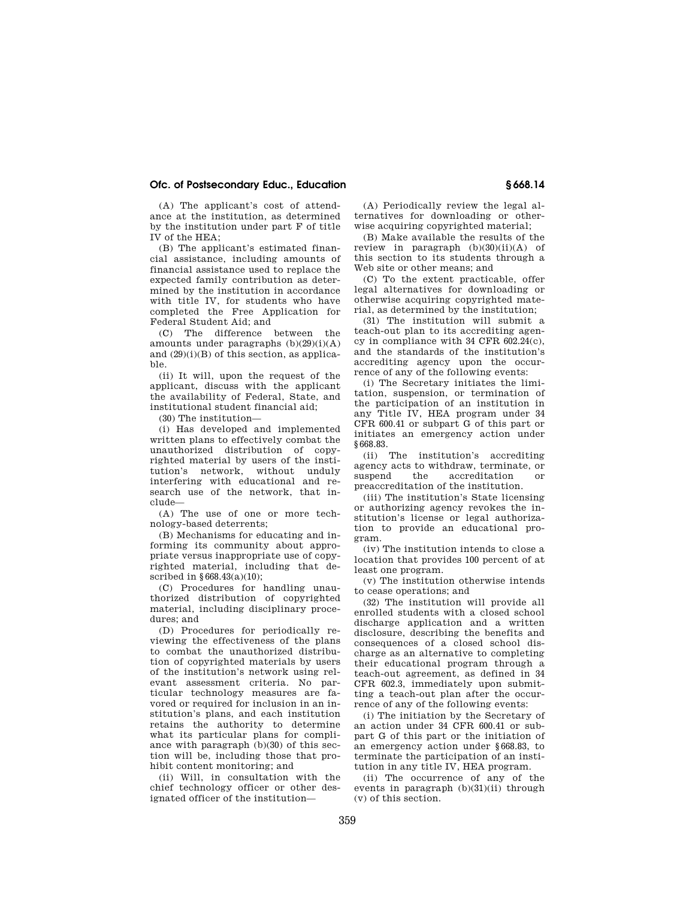(A) The applicant's cost of attendance at the institution, as determined by the institution under part F of title IV of the HEA;

(B) The applicant's estimated financial assistance, including amounts of financial assistance used to replace the expected family contribution as determined by the institution in accordance with title IV, for students who have completed the Free Application for Federal Student Aid; and

(C) The difference between the amounts under paragraphs (b)(29)(i)(A) and (29)(i)(B) of this section, as applicable.

(ii) It will, upon the request of the applicant, discuss with the applicant the availability of Federal, State, and institutional student financial aid;

(30) The institution—

(i) Has developed and implemented written plans to effectively combat the unauthorized distribution of copyrighted material by users of the institution's network, without unduly interfering with educational and research use of the network, that include—

(A) The use of one or more technology-based deterrents;

(B) Mechanisms for educating and informing its community about appropriate versus inappropriate use of copyrighted material, including that described in §668.43(a)(10);

(C) Procedures for handling unauthorized distribution of copyrighted material, including disciplinary procedures; and

(D) Procedures for periodically reviewing the effectiveness of the plans to combat the unauthorized distribution of copyrighted materials by users of the institution's network using relevant assessment criteria. No particular technology measures are favored or required for inclusion in an institution's plans, and each institution retains the authority to determine what its particular plans for compliance with paragraph (b)(30) of this section will be, including those that prohibit content monitoring; and

(ii) Will, in consultation with the chief technology officer or other designated officer of the institution—

(A) Periodically review the legal alternatives for downloading or otherwise acquiring copyrighted material;

(B) Make available the results of the review in paragraph (b)(30)(ii)(A) of this section to its students through a Web site or other means; and

(C) To the extent practicable, offer legal alternatives for downloading or otherwise acquiring copyrighted material, as determined by the institution;

(31) The institution will submit a teach-out plan to its accrediting agency in compliance with 34 CFR 602.24(c), and the standards of the institution's accrediting agency upon the occurrence of any of the following events:

(i) The Secretary initiates the limitation, suspension, or termination of the participation of an institution in any Title IV, HEA program under 34 CFR 600.41 or subpart G of this part or initiates an emergency action under §668.83.

(ii) The institution's accrediting agency acts to withdraw, terminate, or suspend the accreditation or preaccreditation of the institution.

(iii) The institution's State licensing or authorizing agency revokes the institution's license or legal authorization to provide an educational program.

(iv) The institution intends to close a location that provides 100 percent of at least one program.

(v) The institution otherwise intends to cease operations; and

(32) The institution will provide all enrolled students with a closed school discharge application and a written disclosure, describing the benefits and consequences of a closed school discharge as an alternative to completing their educational program through a teach-out agreement, as defined in 34 CFR 602.3, immediately upon submitting a teach-out plan after the occurrence of any of the following events:

(i) The initiation by the Secretary of an action under 34 CFR 600.41 or subpart G of this part or the initiation of an emergency action under §668.83, to terminate the participation of an institution in any title IV, HEA program.

(ii) The occurrence of any of the events in paragraph (b)(31)(ii) through (v) of this section.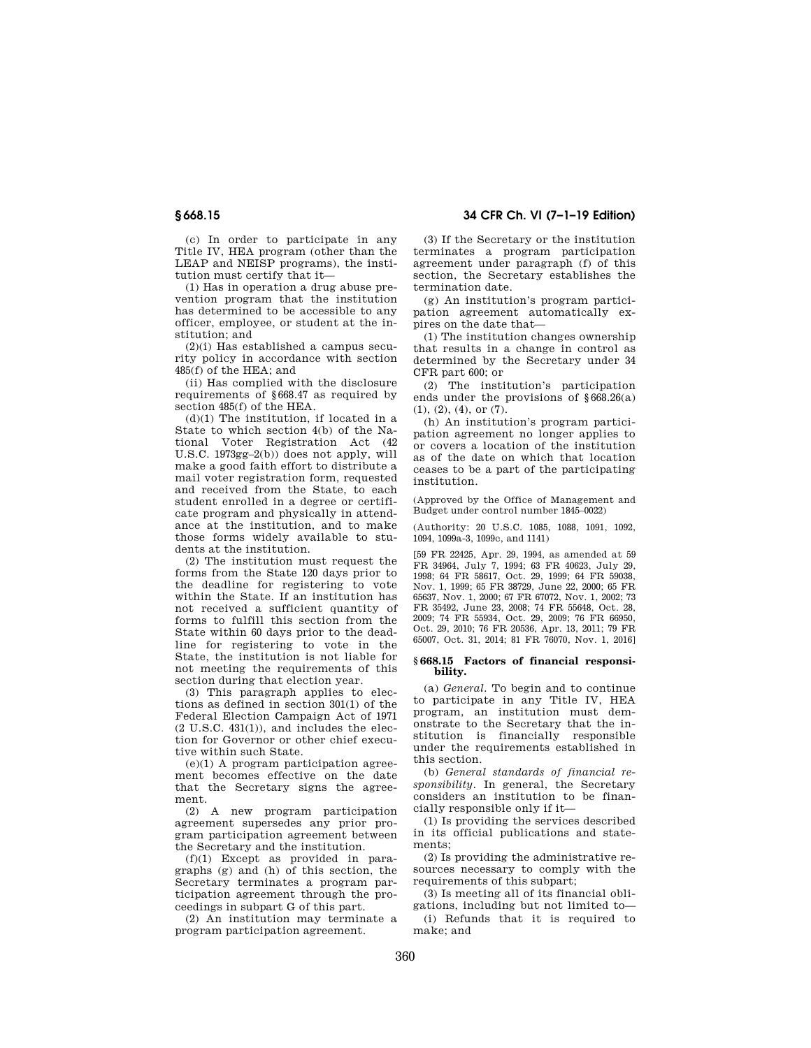(c) In order to participate in any Title IV, HEA program (other than the LEAP and NEISP programs), the institution must certify that it—

(1) Has in operation a drug abuse prevention program that the institution has determined to be accessible to any officer, employee, or student at the institution; and

(2)(i) Has established a campus security policy in accordance with section 485(f) of the HEA; and

(ii) Has complied with the disclosure requirements of §668.47 as required by section 485(f) of the HEA.

(d)(1) The institution, if located in a State to which section 4(b) of the National Voter Registration Act (42 U.S.C. 1973gg–2(b)) does not apply, will make a good faith effort to distribute a mail voter registration form, requested and received from the State, to each student enrolled in a degree or certificate program and physically in attendance at the institution, and to make those forms widely available to students at the institution.

(2) The institution must request the forms from the State 120 days prior to the deadline for registering to vote within the State. If an institution has not received a sufficient quantity of forms to fulfill this section from the State within 60 days prior to the deadline for registering to vote in the State, the institution is not liable for not meeting the requirements of this section during that election year.

(3) This paragraph applies to elections as defined in section 301(1) of the Federal Election Campaign Act of 1971 (2 U.S.C. 431(1)), and includes the election for Governor or other chief executive within such State.

(e)(1) A program participation agreement becomes effective on the date that the Secretary signs the agreement.

(2) A new program participation agreement supersedes any prior program participation agreement between the Secretary and the institution.

(f)(1) Except as provided in paragraphs (g) and (h) of this section, the Secretary terminates a program participation agreement through the proceedings in subpart G of this part.

(2) An institution may terminate a program participation agreement.

(3) If the Secretary or the institution terminates a program participation agreement under paragraph (f) of this section, the Secretary establishes the termination date.

(g) An institution's program participation agreement automatically expires on the date that—

(1) The institution changes ownership that results in a change in control as determined by the Secretary under 34 CFR part 600; or

(2) The institution's participation ends under the provisions of §668.26(a) (1), (2), (4), or (7).

(h) An institution's program participation agreement no longer applies to or covers a location of the institution as of the date on which that location ceases to be a part of the participating institution.

(Approved by the Office of Management and Budget under control number 1845–0022)

(Authority: 20 U.S.C. 1085, 1088, 1091, 1092, 1094, 1099a–3, 1099c, and 1141)

[59 FR 22425, Apr. 29, 1994, as amended at 59 FR 34964, July 7, 1994; 63 FR 40623, July 29, 1998; 64 FR 58617, Oct. 29, 1999; 64 FR 59038, Nov. 1, 1999; 65 FR 38729, June 22, 2000; 65 FR 65637, Nov. 1, 2000; 67 FR 67072, Nov. 1, 2002; 73 FR 35492, June 23, 2008; 74 FR 55648, Oct. 28, 2009; 74 FR 55934, Oct. 29, 2009; 76 FR 66950, Oct. 29, 2010; 76 FR 20536, Apr. 13, 2011; 79 FR 65007, Oct. 31, 2014; 81 FR 76070, Nov. 1, 2016]

## §668.15 Factors of financial responsibility.

(a) *General.* To begin and to continue to participate in any Title IV, HEA program, an institution must demonstrate to the Secretary that the institution is financially responsible under the requirements established in this section.

(b) *General standards of financial responsibility.* In general, the Secretary considers an institution to be financially responsible only if it—

(1) Is providing the services described in its official publications and statements;

(2) Is providing the administrative resources necessary to comply with the requirements of this subpart;

(3) Is meeting all of its financial obligations, including but not limited to—

(i) Refunds that it is required to make; and